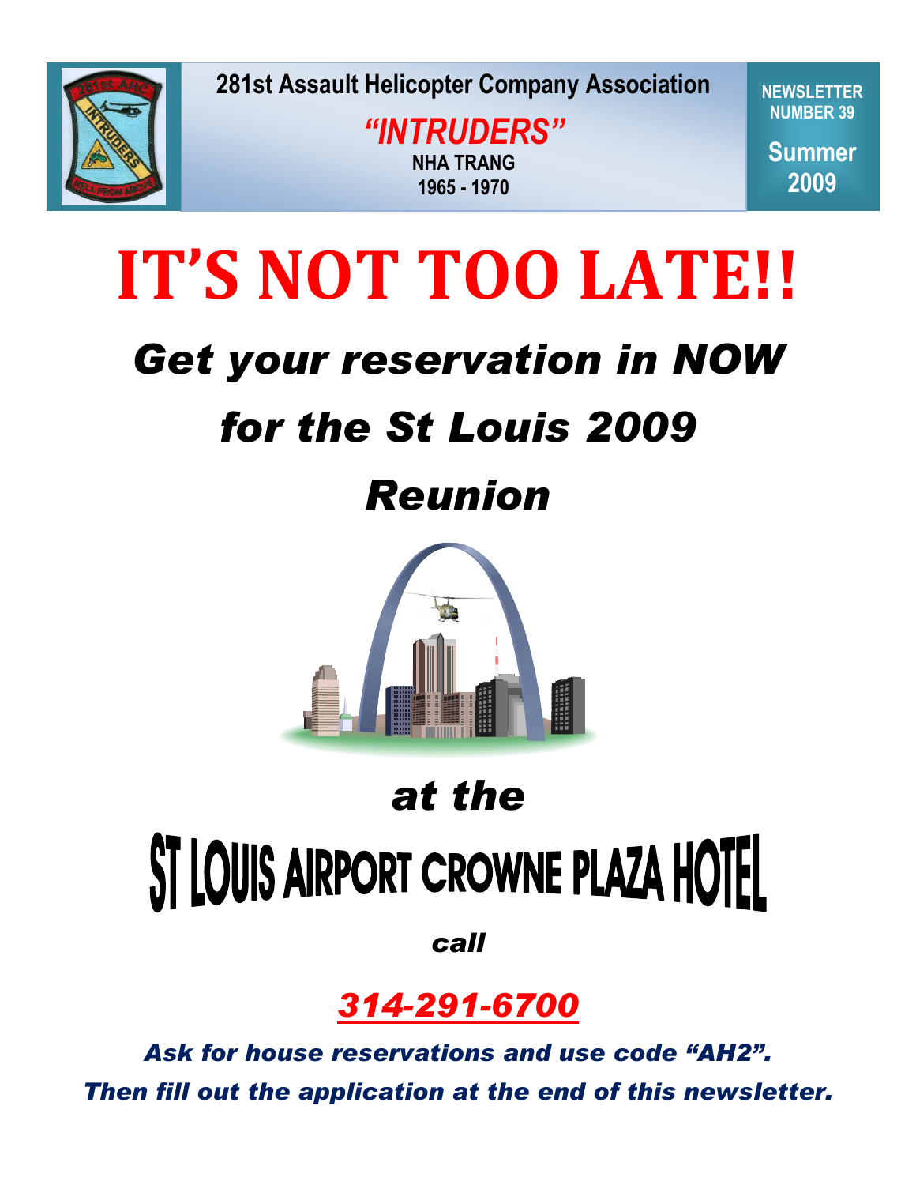281st Assault Helicopter Company Association

**"INTRUDERS"**

NHA TRANG

1965 - 1970

NEWSLETTER NUMBER 39

Summer 2009

# IT'S NOT TOO LATE!!

## *Get your reservation in NOW for the St Louis 2009 Reunion*

## *at the*

# ST LOUIS AIRPORT CROWNE PLAZA HOTEL

*call*

## *314-291-6700*

***Ask for house reservations and use code "AH2".***

***Then fill out the application at the end of this newsletter.***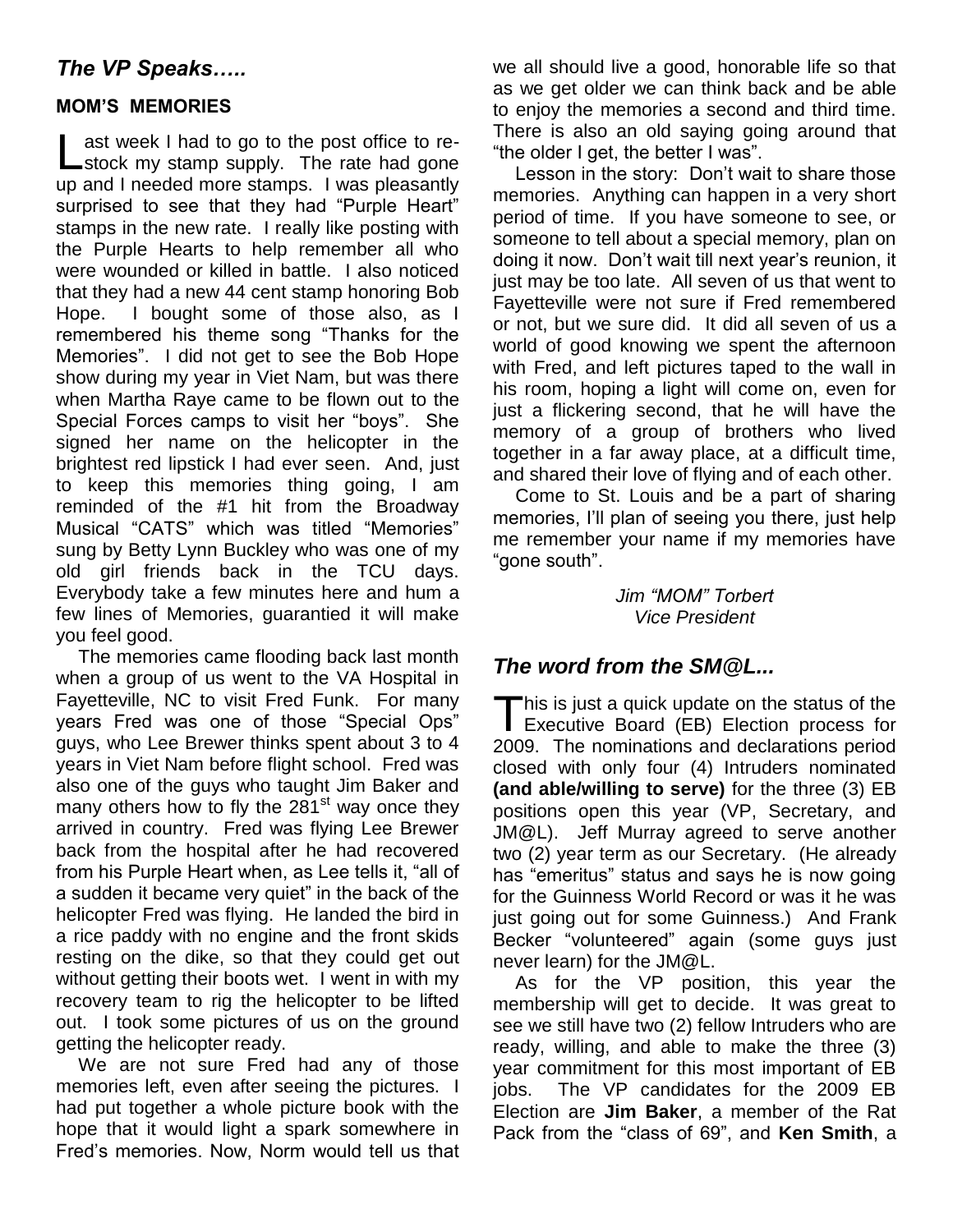## *The VP Speaks…..*

**MOM'S MEMORIES**

Last week I had to go to the post office to re-stock my stamp supply. The rate had gone up and I needed more stamps. I was pleasantly surprised to see that they had "Purple Heart" stamps in the new rate. I really like posting with the Purple Hearts to help remember all who were wounded or killed in battle. I also noticed that they had a new 44 cent stamp honoring Bob Hope. I bought some of those also, as I remembered his theme song "Thanks for the Memories". I did not get to see the Bob Hope show during my year in Viet Nam, but was there when Martha Raye came to be flown out to the Special Forces camps to visit her "boys". She signed her name on the helicopter in the brightest red lipstick I had ever seen. And, just to keep this memories thing going, I am reminded of the #1 hit from the Broadway Musical "CATS" which was titled "Memories" sung by Betty Lynn Buckley who was one of my old girl friends back in the TCU days. Everybody take a few minutes here and hum a few lines of Memories, guarantied it will make you feel good.

The memories came flooding back last month when a group of us went to the VA Hospital in Fayetteville, NC to visit Fred Funk. For many years Fred was one of those "Special Ops" guys, who Lee Brewer thinks spent about 3 to 4 years in Viet Nam before flight school. Fred was also one of the guys who taught Jim Baker and many others how to fly the 281st way once they arrived in country. Fred was flying Lee Brewer back from the hospital after he had recovered from his Purple Heart when, as Lee tells it, "all of a sudden it became very quiet" in the back of the helicopter Fred was flying. He landed the bird in a rice paddy with no engine and the front skids resting on the dike, so that they could get out without getting their boots wet. I went in with my recovery team to rig the helicopter to be lifted out. I took some pictures of us on the ground getting the helicopter ready.

We are not sure Fred had any of those memories left, even after seeing the pictures. I had put together a whole picture book with the hope that it would light a spark somewhere in Fred's memories. Now, Norm would tell us that we all should live a good, honorable life so that as we get older we can think back and be able to enjoy the memories a second and third time. There is also an old saying going around that "the older I get, the better I was".

Lesson in the story: Don't wait to share those memories. Anything can happen in a very short period of time. If you have someone to see, or someone to tell about a special memory, plan on doing it now. Don't wait till next year's reunion, it just may be too late. All seven of us that went to Fayetteville were not sure if Fred remembered or not, but we sure did. It did all seven of us a world of good knowing we spent the afternoon with Fred, and left pictures taped to the wall in his room, hoping a light will come on, even for just a flickering second, that he will have the memory of a group of brothers who lived together in a far away place, at a difficult time, and shared their love of flying and of each other.

Come to St. Louis and be a part of sharing memories, I'll plan of seeing you there, just help me remember your name if my memories have "gone south".

*Jim "MOM" Torbert*
*Vice President*

## *The word from the SM@L...*

This is just a quick update on the status of the Executive Board (EB) Election process for 2009. The nominations and declarations period closed with only four (4) Intruders nominated **(and able/willing to serve)** for the three (3) EB positions open this year (VP, Secretary, and JM@L). Jeff Murray agreed to serve another two (2) year term as our Secretary. (He already has "emeritus" status and says he is now going for the Guinness World Record or was it he was just going out for some Guinness.) And Frank Becker "volunteered" again (some guys just never learn) for the JM@L.

As for the VP position, this year the membership will get to decide. It was great to see we still have two (2) fellow Intruders who are ready, willing, and able to make the three (3) year commitment for this most important of EB jobs. The VP candidates for the 2009 EB Election are **Jim Baker**, a member of the Rat Pack from the "class of 69", and **Ken Smith**, a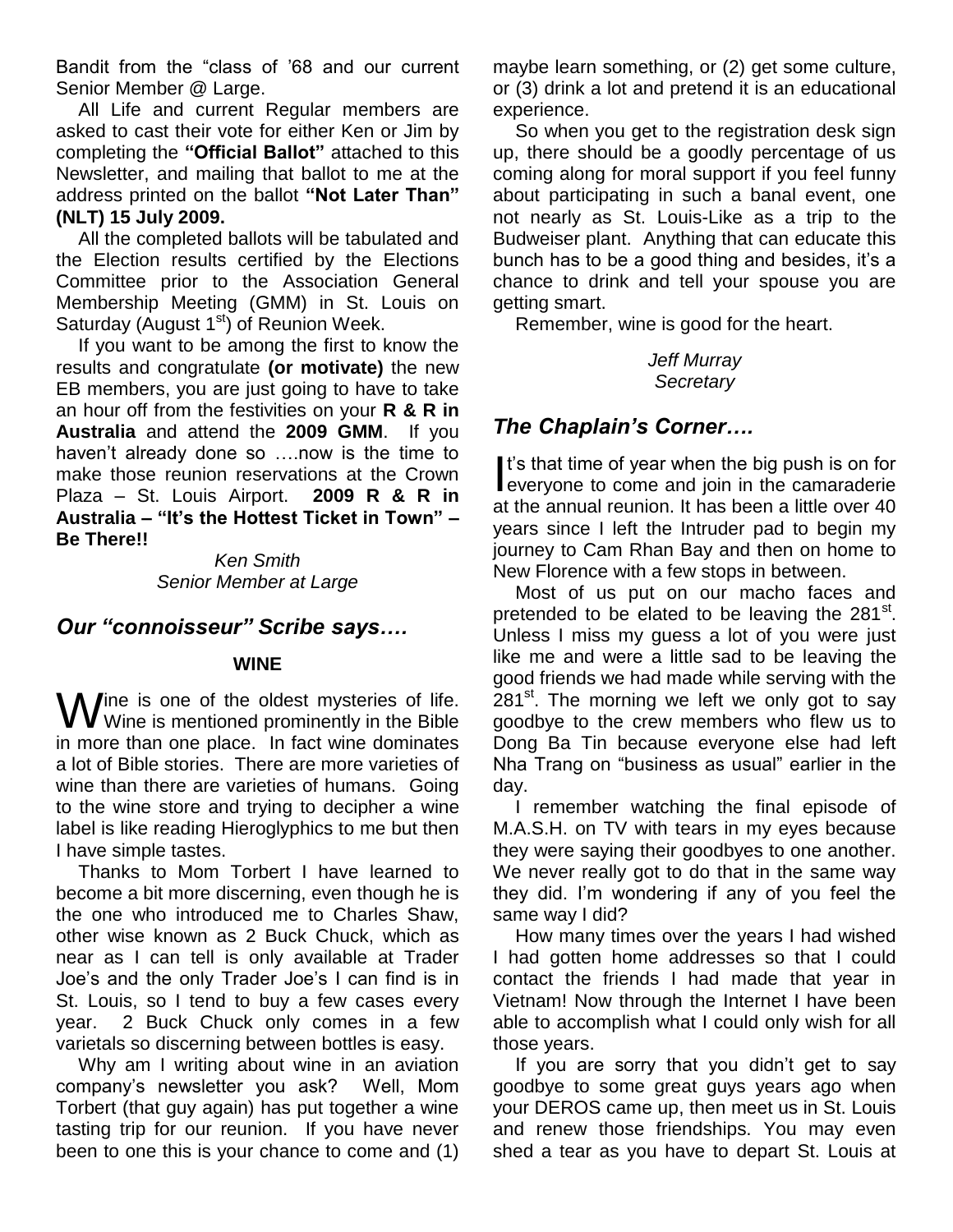Bandit from the "class of '68 and our current Senior Member @ Large.

All Life and current Regular members are asked to cast their vote for either Ken or Jim by completing the **"Official Ballot"** attached to this Newsletter, and mailing that ballot to me at the address printed on the ballot **"Not Later Than" (NLT) 15 July 2009.**

All the completed ballots will be tabulated and the Election results certified by the Elections Committee prior to the Association General Membership Meeting (GMM) in St. Louis on Saturday (August 1st) of Reunion Week.

If you want to be among the first to know the results and congratulate **(or motivate)** the new EB members, you are just going to have to take an hour off from the festivities on your **R & R in Australia** and attend the **2009 GMM**. If you haven't already done so ….now is the time to make those reunion reservations at the Crown Plaza – St. Louis Airport. **2009 R & R in Australia – "It's the Hottest Ticket in Town" – Be There!!**

*Ken Smith*
*Senior Member at Large*

## *Our "connoisseur" Scribe says….*

**WINE**

Wine is one of the oldest mysteries of life. Wine is mentioned prominently in the Bible in more than one place. In fact wine dominates a lot of Bible stories. There are more varieties of wine than there are varieties of humans. Going to the wine store and trying to decipher a wine label is like reading Hieroglyphics to me but then I have simple tastes.

Thanks to Mom Torbert I have learned to become a bit more discerning, even though he is the one who introduced me to Charles Shaw, other wise known as 2 Buck Chuck, which as near as I can tell is only available at Trader Joe's and the only Trader Joe's I can find is in St. Louis, so I tend to buy a few cases every year. 2 Buck Chuck only comes in a few varietals so discerning between bottles is easy.

Why am I writing about wine in an aviation company's newsletter you ask? Well, Mom Torbert (that guy again) has put together a wine tasting trip for our reunion. If you have never been to one this is your chance to come and (1) maybe learn something, or (2) get some culture, or (3) drink a lot and pretend it is an educational experience.

So when you get to the registration desk sign up, there should be a goodly percentage of us coming along for moral support if you feel funny about participating in such a banal event, one not nearly as St. Louis-Like as a trip to the Budweiser plant. Anything that can educate this bunch has to be a good thing and besides, it's a chance to drink and tell your spouse you are getting smart.

Remember, wine is good for the heart.

*Jeff Murray*
*Secretary*

## *The Chaplain's Corner….*

It's that time of year when the big push is on for everyone to come and join in the camaraderie at the annual reunion. It has been a little over 40 years since I left the Intruder pad to begin my journey to Cam Rhan Bay and then on home to New Florence with a few stops in between.

Most of us put on our macho faces and pretended to be elated to be leaving the 281st. Unless I miss my guess a lot of you were just like me and were a little sad to be leaving the good friends we had made while serving with the 281st. The morning we left we only got to say goodbye to the crew members who flew us to Dong Ba Tin because everyone else had left Nha Trang on "business as usual" earlier in the day.

I remember watching the final episode of M.A.S.H. on TV with tears in my eyes because they were saying their goodbyes to one another. We never really got to do that in the same way they did. I'm wondering if any of you feel the same way I did?

How many times over the years I had wished I had gotten home addresses so that I could contact the friends I had made that year in Vietnam! Now through the Internet I have been able to accomplish what I could only wish for all those years.

If you are sorry that you didn't get to say goodbye to some great guys years ago when your DEROS came up, then meet us in St. Louis and renew those friendships. You may even shed a tear as you have to depart St. Louis at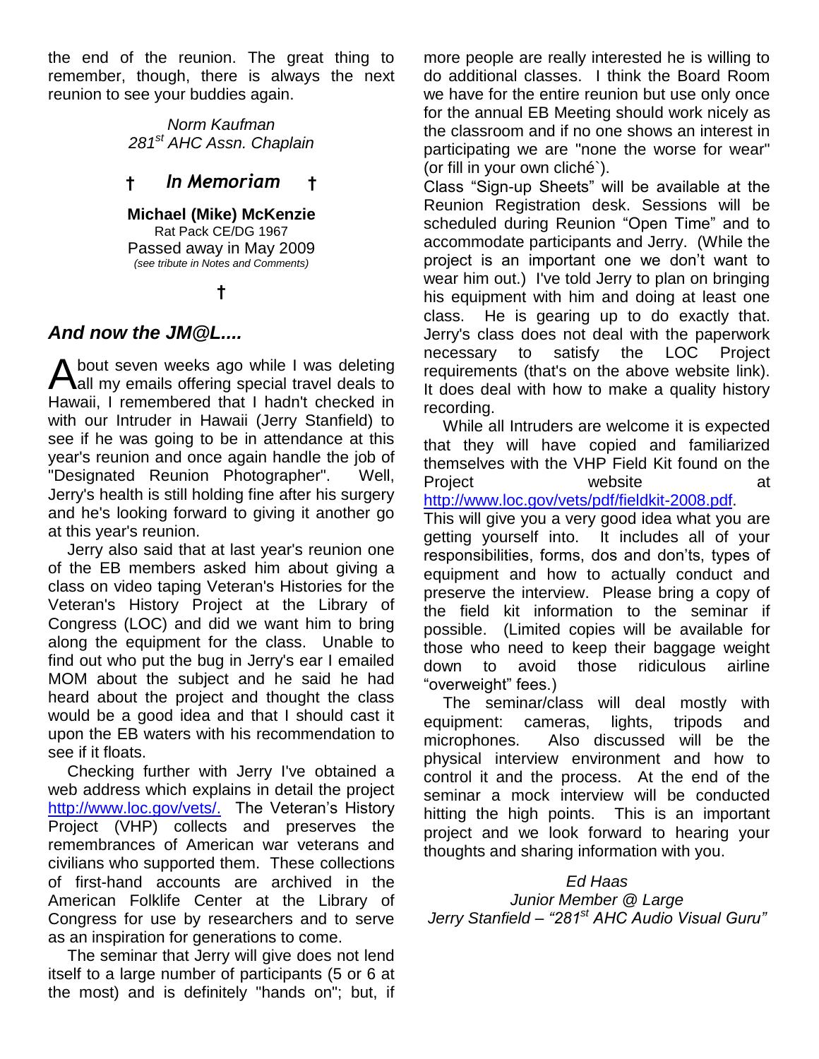the end of the reunion. The great thing to remember, though, there is always the next reunion to see your buddies again.

*Norm Kaufman*
*281st AHC Assn. Chaplain*

## † *In Memoriam* †

**Michael (Mike) McKenzie**
Rat Pack CE/DG 1967
Passed away in May 2009
*(see tribute in Notes and Comments)*

†

## *And now the JM@L....*

About seven weeks ago while I was deleting all my emails offering special travel deals to Hawaii, I remembered that I hadn't checked in with our Intruder in Hawaii (Jerry Stanfield) to see if he was going to be in attendance at this year's reunion and once again handle the job of "Designated Reunion Photographer". Well, Jerry's health is still holding fine after his surgery and he's looking forward to giving it another go at this year's reunion.

Jerry also said that at last year's reunion one of the EB members asked him about giving a class on video taping Veteran's Histories for the Veteran's History Project at the Library of Congress (LOC) and did we want him to bring along the equipment for the class. Unable to find out who put the bug in Jerry's ear I emailed MOM about the subject and he said he had heard about the project and thought the class would be a good idea and that I should cast it upon the EB waters with his recommendation to see if it floats.

Checking further with Jerry I've obtained a web address which explains in detail the project http://www.loc.gov/vets/. The Veteran's History Project (VHP) collects and preserves the remembrances of American war veterans and civilians who supported them. These collections of first-hand accounts are archived in the American Folklife Center at the Library of Congress for use by researchers and to serve as an inspiration for generations to come.

The seminar that Jerry will give does not lend itself to a large number of participants (5 or 6 at the most) and is definitely "hands on"; but, if more people are really interested he is willing to do additional classes. I think the Board Room we have for the entire reunion but use only once for the annual EB Meeting should work nicely as the classroom and if no one shows an interest in participating we are "none the worse for wear" (or fill in your own cliché`).

Class "Sign-up Sheets" will be available at the Reunion Registration desk. Sessions will be scheduled during Reunion "Open Time" and to accommodate participants and Jerry. (While the project is an important one we don't want to wear him out.) I've told Jerry to plan on bringing his equipment with him and doing at least one class. He is gearing up to do exactly that. Jerry's class does not deal with the paperwork necessary to satisfy the LOC Project requirements (that's on the above website link). It does deal with how to make a quality history recording.

While all Intruders are welcome it is expected that they will have copied and familiarized themselves with the VHP Field Kit found on the Project website at http://www.loc.gov/vets/pdf/fieldkit-2008.pdf. This will give you a very good idea what you are getting yourself into. It includes all of your responsibilities, forms, dos and don'ts, types of equipment and how to actually conduct and preserve the interview. Please bring a copy of the field kit information to the seminar if possible. (Limited copies will be available for those who need to keep their baggage weight down to avoid those ridiculous airline "overweight" fees.)

The seminar/class will deal mostly with equipment: cameras, lights, tripods and microphones. Also discussed will be the physical interview environment and how to control it and the process. At the end of the seminar a mock interview will be conducted hitting the high points. This is an important project and we look forward to hearing your thoughts and sharing information with you.

*Ed Haas*
*Junior Member @ Large*
*Jerry Stanfield – "281st AHC Audio Visual Guru"*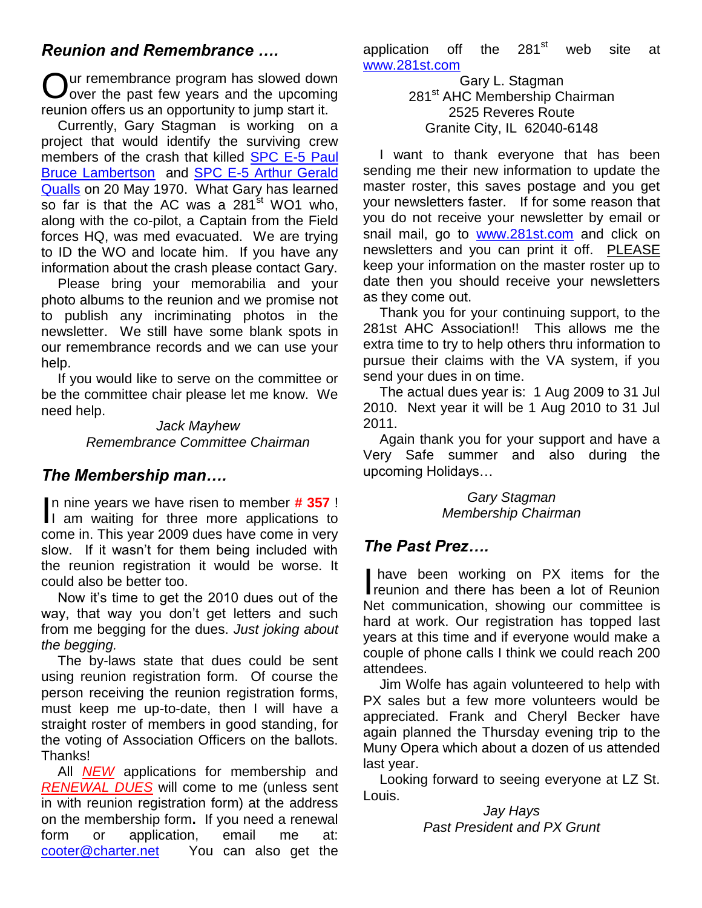## *Reunion and Remembrance ….*

Our remembrance program has slowed down over the past few years and the upcoming reunion offers us an opportunity to jump start it.

Currently, Gary Stagman is working on a project that would identify the surviving crew members of the crash that killed SPC E-5 Paul Bruce Lambertson and SPC E-5 Arthur Gerald Qualls on 20 May 1970. What Gary has learned so far is that the AC was a 281st WO1 who, along with the co-pilot, a Captain from the Field forces HQ, was med evacuated. We are trying to ID the WO and locate him. If you have any information about the crash please contact Gary.

Please bring your memorabilia and your photo albums to the reunion and we promise not to publish any incriminating photos in the newsletter. We still have some blank spots in our remembrance records and we can use your help.

If you would like to serve on the committee or be the committee chair please let me know. We need help.

*Jack Mayhew*
*Remembrance Committee Chairman*

## *The Membership man….*

In nine years we have risen to member **# 357** ! I am waiting for three more applications to come in. This year 2009 dues have come in very slow. If it wasn't for them being included with the reunion registration it would be worse. It could also be better too.

Now it's time to get the 2010 dues out of the way, that way you don't get letters and such from me begging for the dues. *Just joking about the begging.*

The by-laws state that dues could be sent using reunion registration form. Of course the person receiving the reunion registration forms, must keep me up-to-date, then I will have a straight roster of members in good standing, for the voting of Association Officers on the ballots. Thanks!

All *NEW* applications for membership and *RENEWAL DUES* will come to me (unless sent in with reunion registration form) at the address on the membership form. If you need a renewal form or application, email me at: cooter@charter.net You can also get the application off the 281st web site at www.281st.com

Gary L. Stagman
281st AHC Membership Chairman
2525 Reveres Route
Granite City, IL 62040-6148

I want to thank everyone that has been sending me their new information to update the master roster, this saves postage and you get your newsletters faster. If for some reason that you do not receive your newsletter by email or snail mail, go to www.281st.com and click on newsletters and you can print it off. PLEASE keep your information on the master roster up to date then you should receive your newsletters as they come out.

Thank you for your continuing support, to the 281st AHC Association!! This allows me the extra time to try to help others thru information to pursue their claims with the VA system, if you send your dues in on time.

The actual dues year is: 1 Aug 2009 to 31 Jul 2010. Next year it will be 1 Aug 2010 to 31 Jul 2011.

Again thank you for your support and have a Very Safe summer and also during the upcoming Holidays…

*Gary Stagman*
*Membership Chairman*

## *The Past Prez….*

I have been working on PX items for the reunion and there has been a lot of Reunion Net communication, showing our committee is hard at work. Our registration has topped last years at this time and if everyone would make a couple of phone calls I think we could reach 200 attendees.

Jim Wolfe has again volunteered to help with PX sales but a few more volunteers would be appreciated. Frank and Cheryl Becker have again planned the Thursday evening trip to the Muny Opera which about a dozen of us attended last year.

Looking forward to seeing everyone at LZ St. Louis.

*Jay Hays*
*Past President and PX Grunt*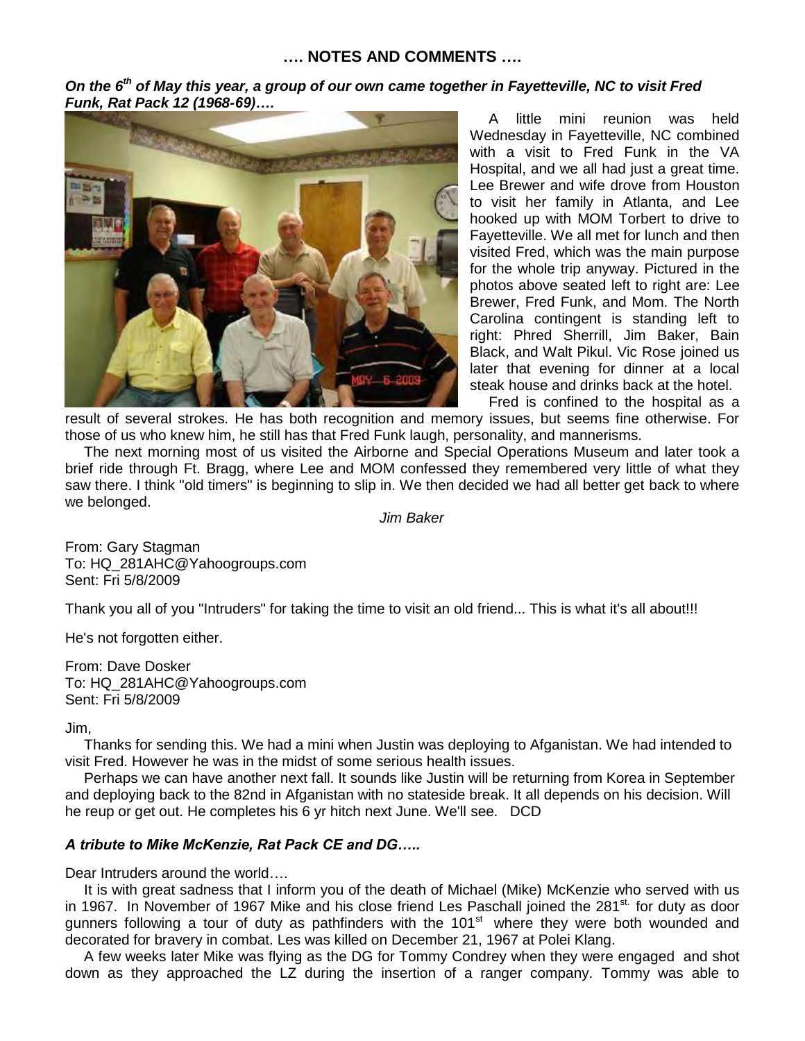## …. NOTES AND COMMENTS ….

***On the 6th of May this year, a group of our own came together in Fayetteville, NC to visit Fred Funk, Rat Pack 12 (1968-69)….***

A little mini reunion was held Wednesday in Fayetteville, NC combined with a visit to Fred Funk in the VA Hospital, and we all had just a great time. Lee Brewer and wife drove from Houston to visit her family in Atlanta, and Lee hooked up with MOM Torbert to drive to Fayetteville. We all met for lunch and then visited Fred, which was the main purpose for the whole trip anyway. Pictured in the photos above seated left to right are: Lee Brewer, Fred Funk, and Mom. The North Carolina contingent is standing left to right: Phred Sherrill, Jim Baker, Bain Black, and Walt Pikul. Vic Rose joined us later that evening for dinner at a local steak house and drinks back at the hotel.

Fred is confined to the hospital as a result of several strokes. He has both recognition and memory issues, but seems fine otherwise. For those of us who knew him, he still has that Fred Funk laugh, personality, and mannerisms.

The next morning most of us visited the Airborne and Special Operations Museum and later took a brief ride through Ft. Bragg, where Lee and MOM confessed they remembered very little of what they saw there. I think "old timers" is beginning to slip in. We then decided we had all better get back to where we belonged.

*Jim Baker*

From: Gary Stagman
To: HQ_281AHC@Yahoogroups.com
Sent: Fri 5/8/2009

Thank you all of you "Intruders" for taking the time to visit an old friend... This is what it's all about!!!

He's not forgotten either.

From: Dave Dosker
To: HQ_281AHC@Yahoogroups.com
Sent: Fri 5/8/2009

Jim,

Thanks for sending this. We had a mini when Justin was deploying to Afganistan. We had intended to visit Fred. However he was in the midst of some serious health issues.

Perhaps we can have another next fall. It sounds like Justin will be returning from Korea in September and deploying back to the 82nd in Afganistan with no stateside break. It all depends on his decision. Will he reup or get out. He completes his 6 yr hitch next June. We'll see. DCD

### *A tribute to Mike McKenzie, Rat Pack CE and DG…..*

Dear Intruders around the world….

It is with great sadness that I inform you of the death of Michael (Mike) McKenzie who served with us in 1967. In November of 1967 Mike and his close friend Les Paschall joined the 281st. for duty as door gunners following a tour of duty as pathfinders with the 101st where they were both wounded and decorated for bravery in combat. Les was killed on December 21, 1967 at Polei Klang.

A few weeks later Mike was flying as the DG for Tommy Condrey when they were engaged and shot down as they approached the LZ during the insertion of a ranger company. Tommy was able to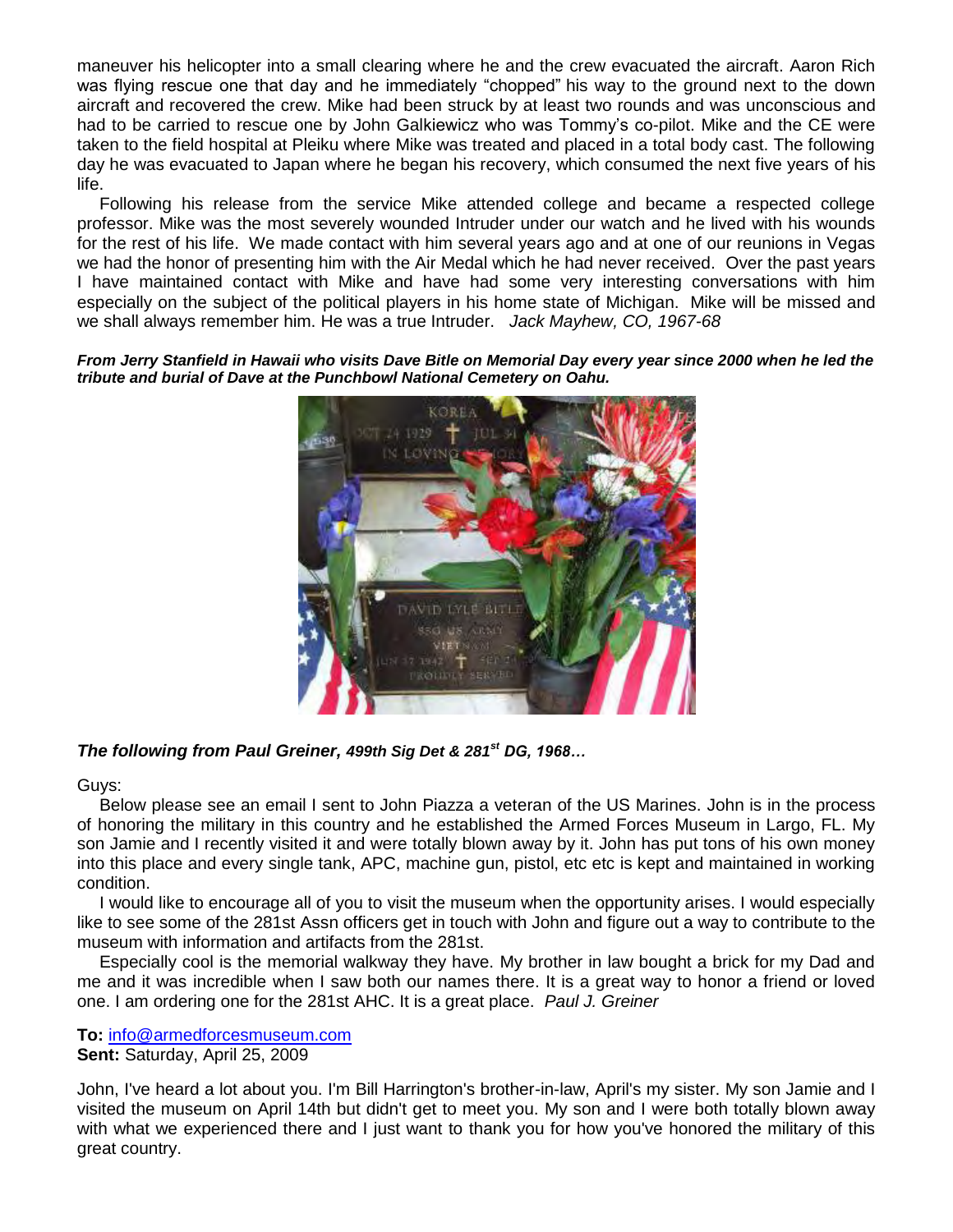maneuver his helicopter into a small clearing where he and the crew evacuated the aircraft. Aaron Rich was flying rescue one that day and he immediately "chopped" his way to the ground next to the down aircraft and recovered the crew. Mike had been struck by at least two rounds and was unconscious and had to be carried to rescue one by John Galkiewicz who was Tommy's co-pilot. Mike and the CE were taken to the field hospital at Pleiku where Mike was treated and placed in a total body cast. The following day he was evacuated to Japan where he began his recovery, which consumed the next five years of his life.

Following his release from the service Mike attended college and became a respected college professor. Mike was the most severely wounded Intruder under our watch and he lived with his wounds for the rest of his life. We made contact with him several years ago and at one of our reunions in Vegas we had the honor of presenting him with the Air Medal which he had never received. Over the past years I have maintained contact with Mike and have had some very interesting conversations with him especially on the subject of the political players in his home state of Michigan. Mike will be missed and we shall always remember him. He was a true Intruder. *Jack Mayhew, CO, 1967-68*

***From Jerry Stanfield in Hawaii who visits Dave Bitle on Memorial Day every year since 2000 when he led the tribute and burial of Dave at the Punchbowl National Cemetery on Oahu.***

***The following from Paul Greiner, 499th Sig Det & 281st DG, 1968…***

Guys:

Below please see an email I sent to John Piazza a veteran of the US Marines. John is in the process of honoring the military in this country and he established the Armed Forces Museum in Largo, FL. My son Jamie and I recently visited it and were totally blown away by it. John has put tons of his own money into this place and every single tank, APC, machine gun, pistol, etc etc is kept and maintained in working condition.

I would like to encourage all of you to visit the museum when the opportunity arises. I would especially like to see some of the 281st Assn officers get in touch with John and figure out a way to contribute to the museum with information and artifacts from the 281st.

Especially cool is the memorial walkway they have. My brother in law bought a brick for my Dad and me and it was incredible when I saw both our names there. It is a great way to honor a friend or loved one. I am ordering one for the 281st AHC. It is a great place. *Paul J. Greiner*

**To:** info@armedforcesmuseum.com
**Sent:** Saturday, April 25, 2009

John, I've heard a lot about you. I'm Bill Harrington's brother-in-law, April's my sister. My son Jamie and I visited the museum on April 14th but didn't get to meet you. My son and I were both totally blown away with what we experienced there and I just want to thank you for how you've honored the military of this great country.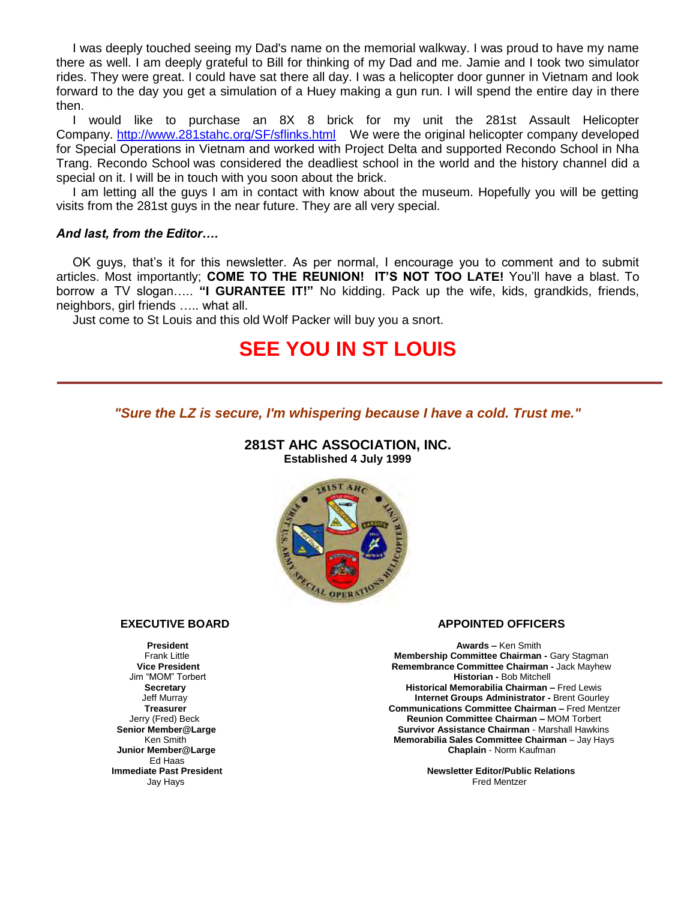I was deeply touched seeing my Dad's name on the memorial walkway. I was proud to have my name there as well. I am deeply grateful to Bill for thinking of my Dad and me. Jamie and I took two simulator rides. They were great. I could have sat there all day. I was a helicopter door gunner in Vietnam and look forward to the day you get a simulation of a Huey making a gun run. I will spend the entire day in there then.

I would like to purchase an 8X 8 brick for my unit the 281st Assault Helicopter Company. http://www.281stahc.org/SF/sflinks.html We were the original helicopter company developed for Special Operations in Vietnam and worked with Project Delta and supported Recondo School in Nha Trang. Recondo School was considered the deadliest school in the world and the history channel did a special on it. I will be in touch with you soon about the brick.

I am letting all the guys I am in contact with know about the museum. Hopefully you will be getting visits from the 281st guys in the near future. They are all very special.

***And last, from the Editor….***

OK guys, that's it for this newsletter. As per normal, I encourage you to comment and to submit articles. Most importantly; **COME TO THE REUNION! IT'S NOT TOO LATE!** You'll have a blast. To borrow a TV slogan….. **"I GURANTEE IT!"** No kidding. Pack up the wife, kids, grandkids, friends, neighbors, girl friends ….. what all.

Just come to St Louis and this old Wolf Packer will buy you a snort.

# SEE YOU IN ST LOUIS

---

***"Sure the LZ is secure, I'm whispering because I have a cold. Trust me."***

**281ST AHC ASSOCIATION, INC.**
**Established 4 July 1999**

**EXECUTIVE BOARD**

**President**
Frank Little
**Vice President**
Jim "MOM" Torbert
**Secretary**
Jeff Murray
**Treasurer**
Jerry (Fred) Beck
**Senior Member@Large**
Ken Smith
**Junior Member@Large**
Ed Haas
**Immediate Past President**
Jay Hays

**APPOINTED OFFICERS**

**Awards –** Ken Smith
**Membership Committee Chairman -** Gary Stagman
**Remembrance Committee Chairman -** Jack Mayhew
**Historian -** Bob Mitchell
**Historical Memorabilia Chairman –** Fred Lewis
**Internet Groups Administrator -** Brent Gourley
**Communications Committee Chairman –** Fred Mentzer
**Reunion Committee Chairman –** MOM Torbert
**Survivor Assistance Chairman** - Marshall Hawkins
**Memorabilia Sales Committee Chairman** – Jay Hays
**Chaplain** - Norm Kaufman

**Newsletter Editor/Public Relations**
Fred Mentzer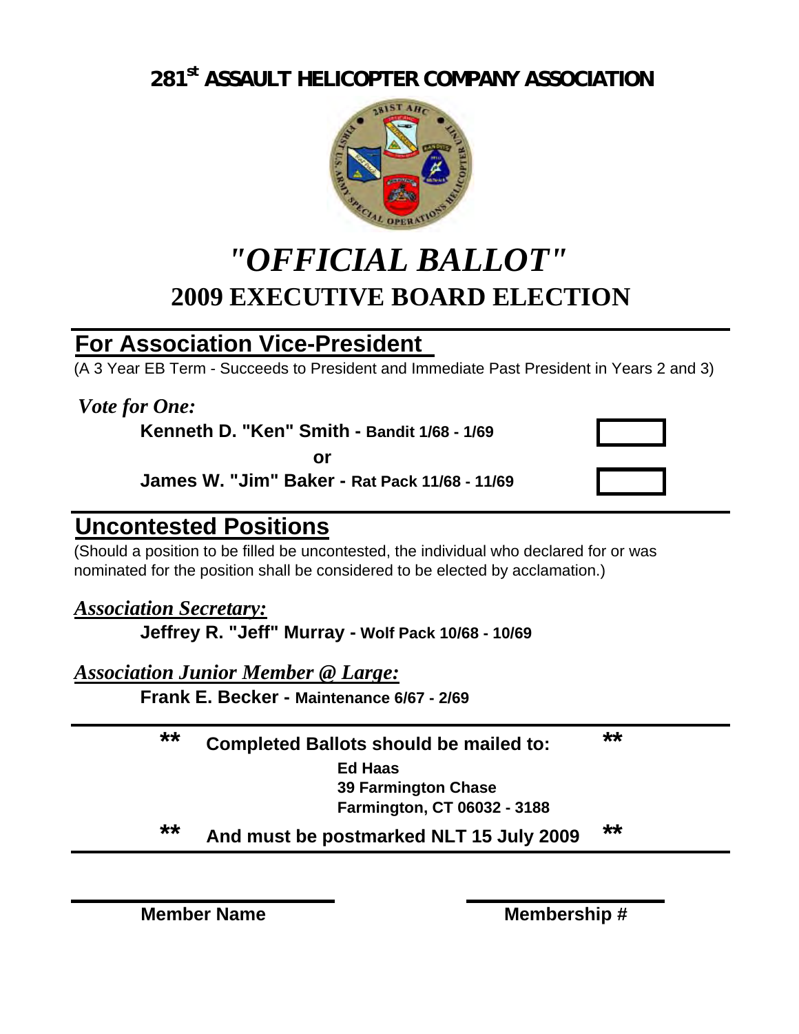# 281$^{st}$ ASSAULT HELICOPTER COMPANY ASSOCIATION

# *"OFFICIAL BALLOT"*

## 2009 EXECUTIVE BOARD ELECTION

## For Association Vice-President

(A 3 Year EB Term - Succeeds to President and Immediate Past President in Years 2 and 3)

*Vote for One:*

**Kenneth D. "Ken" Smith - Bandit 1/68 - 1/69** ☐

**or**

**James W. "Jim" Baker - Rat Pack 11/68 - 11/69** ☐

## Uncontested Positions

(Should a position to be filled be uncontested, the individual who declared for or was nominated for the position shall be considered to be elected by acclamation.)

***Association Secretary:***

**Jeffrey R. "Jeff" Murray - Wolf Pack 10/68 - 10/69**

***Association Junior Member @ Large:***

**Frank E. Becker - Maintenance 6/67 - 2/69**

---

**** Completed Ballots should be mailed to: ****

**Ed Haas**
**39 Farmington Chase**
**Farmington, CT 06032 - 3188**

**** And must be postmarked NLT 15 July 2009 ****

---

**Member Name** ____________________ **Membership #** ____________________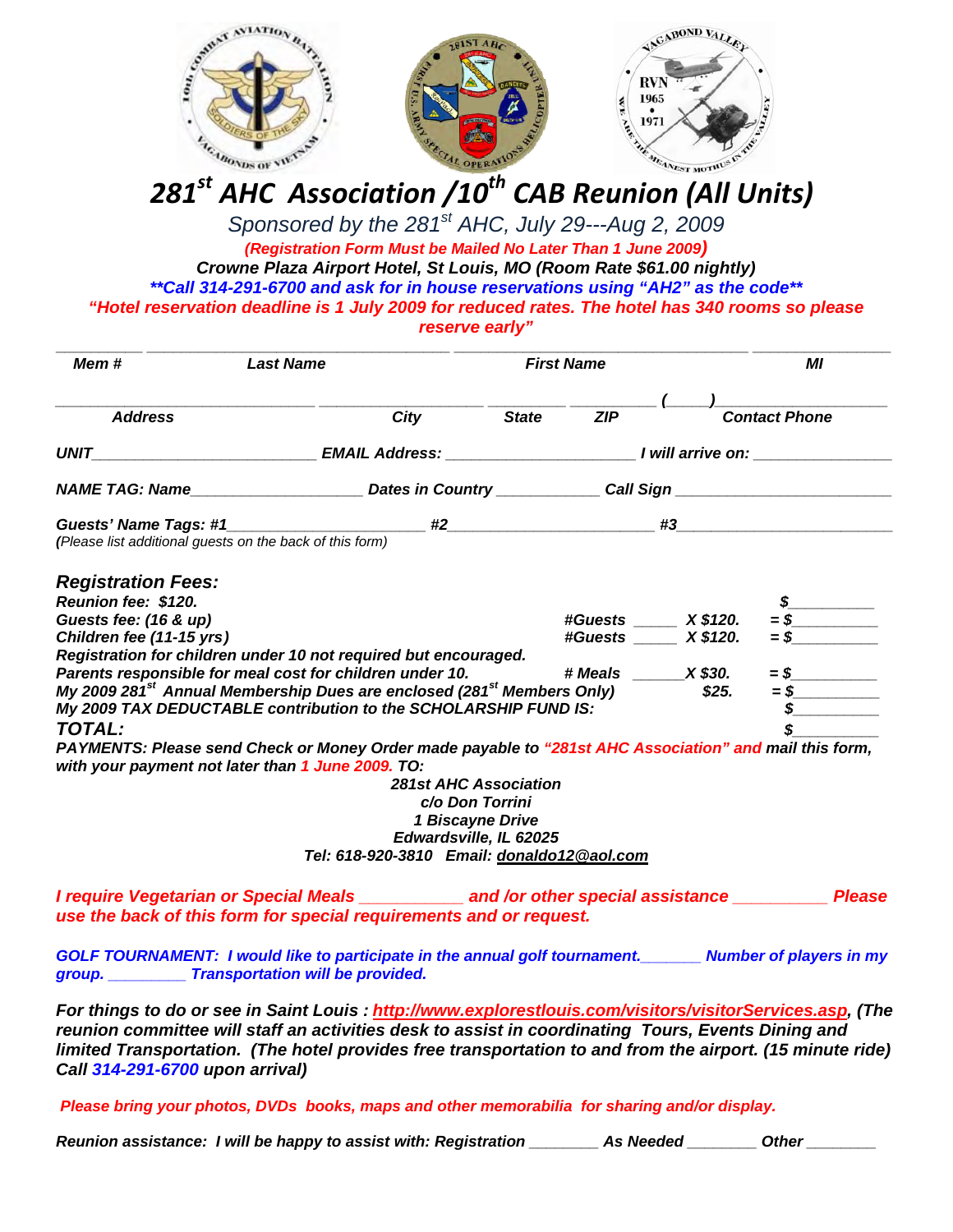# $281^{st}$ AHC Association /$10^{th}$ CAB Reunion (All Units)

*Sponsored by the $281^{st}$ AHC, July 29---Aug 2, 2009*

***(Registration Form Must be Mailed No Later Than 1 June 2009)***

***Crowne Plaza Airport Hotel, St Louis, MO (Room Rate $61.00 nightly)***

***\*\*Call 314-291-6700 and ask for in house reservations using "AH2" as the code\*\****

***"Hotel reservation deadline is 1 July 2009 for reduced rates. The hotel has 340 rooms so please reserve early"***

_________ ______________________________ ______________________________ ______________

**Mem #** **Last Name** **First Name** **MI**

__________________________ ______________ _______ _________ (____)_______________

**Address** **City** **State** **ZIP** **Contact Phone**

**UNIT**______________________ **EMAIL Address:** ___________________ **I will arrive on:** ______________

**NAME TAG: Name**__________________ **Dates in Country** __________ **Call Sign** ______________________

**Guests' Name Tags: #1**____________________ **#2**_____________________ **#3**______________________

*(Please list additional guests on the back of this form)*

## Registration Fees:

| | | | |
|---|---|---|---|
| **Reunion fee: $120.** | | | **$**_________ |
| **Guests fee: (16 & up)** | **#Guests** _____ | **X $120.** | **= $**_________ |
| **Children fee (11-15 yrs)** | **#Guests** _____ | **X $120.** | **= $**_________ |
| **Registration for children under 10 not required but encouraged.** | | | |
| **Parents responsible for meal cost for children under 10.** | **# Meals** ______ | **X $30.** | **= $**_________ |
| **My 2009 $281^{st}$ Annual Membership Dues are enclosed ($281^{st}$ Members Only)** | | **$25.** | **= $**_________ |
| **My 2009 TAX DEDUCTABLE contribution to the SCHOLARSHIP FUND IS:** | | | **$**_________ |
| **TOTAL:** | | | **$**_________ |

***PAYMENTS: Please send Check or Money Order made payable to "281st AHC Association" and mail this form, with your payment not later than 1 June 2009. TO:***

***281st AHC Association***
***c/o Don Torrini***
***1 Biscayne Drive***
***Edwardsville, IL 62025***
***Tel: 618-920-3810 Email: donaldo12@aol.com***

***I require Vegetarian or Special Meals __________ and /or other special assistance _________ Please use the back of this form for special requirements and or request.***

***GOLF TOURNAMENT: I would like to participate in the annual golf tournament.______ Number of players in my group. ________ Transportation will be provided.***

***For things to do or see in Saint Louis : http://www.explorestlouis.com/visitors/visitorServices.asp, (The reunion committee will staff an activities desk to assist in coordinating Tours, Events Dining and limited Transportation. (The hotel provides free transportation to and from the airport. (15 minute ride) Call 314-291-6700 upon arrival)***

***Please bring your photos, DVDs books, maps and other memorabilia for sharing and/or display.***

***Reunion assistance: I will be happy to assist with: Registration _______ As Needed _______ Other _______***